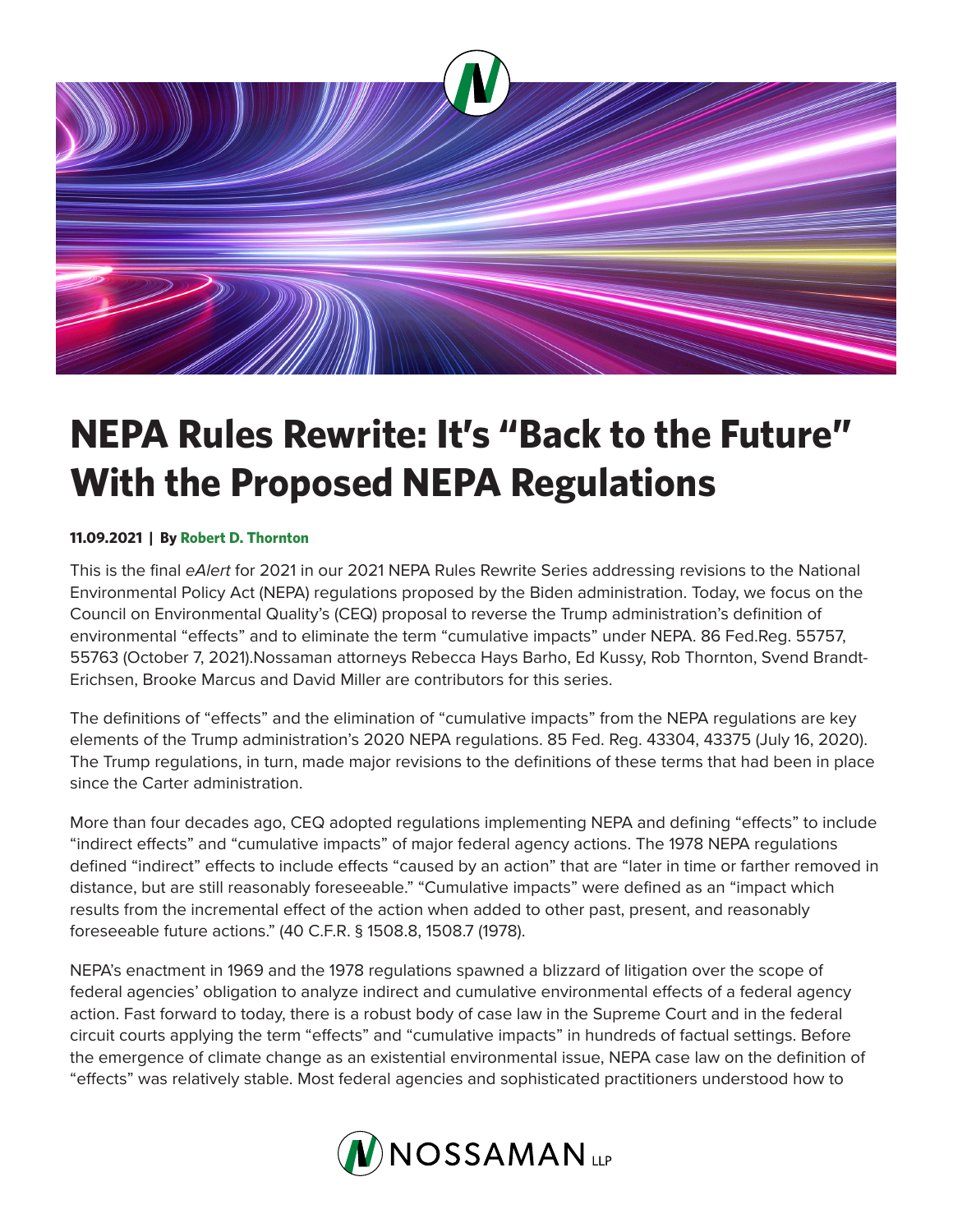# NEPA Rules Rewrite: It's "Back to the Future" With the Proposed NEPA Regulations

**11.09.2021 | By Robert D. Thornton**

This is the final *eAlert* for 2021 in our 2021 NEPA Rules Rewrite Series addressing revisions to the National Environmental Policy Act (NEPA) regulations proposed by the Biden administration. Today, we focus on the Council on Environmental Quality's (CEQ) proposal to reverse the Trump administration's definition of environmental "effects" and to eliminate the term "cumulative impacts" under NEPA. 86 Fed.Reg. 55757, 55763 (October 7, 2021).Nossaman attorneys Rebecca Hays Barho, Ed Kussy, Rob Thornton, Svend Brandt-Erichsen, Brooke Marcus and David Miller are contributors for this series.

The definitions of "effects" and the elimination of "cumulative impacts" from the NEPA regulations are key elements of the Trump administration's 2020 NEPA regulations. 85 Fed. Reg. 43304, 43375 (July 16, 2020). The Trump regulations, in turn, made major revisions to the definitions of these terms that had been in place since the Carter administration.

More than four decades ago, CEQ adopted regulations implementing NEPA and defining "effects" to include "indirect effects" and "cumulative impacts" of major federal agency actions. The 1978 NEPA regulations defined "indirect" effects to include effects "caused by an action" that are "later in time or farther removed in distance, but are still reasonably foreseeable." "Cumulative impacts" were defined as an "impact which results from the incremental effect of the action when added to other past, present, and reasonably foreseeable future actions." (40 C.F.R. § 1508.8, 1508.7 (1978).

NEPA's enactment in 1969 and the 1978 regulations spawned a blizzard of litigation over the scope of federal agencies' obligation to analyze indirect and cumulative environmental effects of a federal agency action. Fast forward to today, there is a robust body of case law in the Supreme Court and in the federal circuit courts applying the term "effects" and "cumulative impacts" in hundreds of factual settings. Before the emergence of climate change as an existential environmental issue, NEPA case law on the definition of "effects" was relatively stable. Most federal agencies and sophisticated practitioners understood how to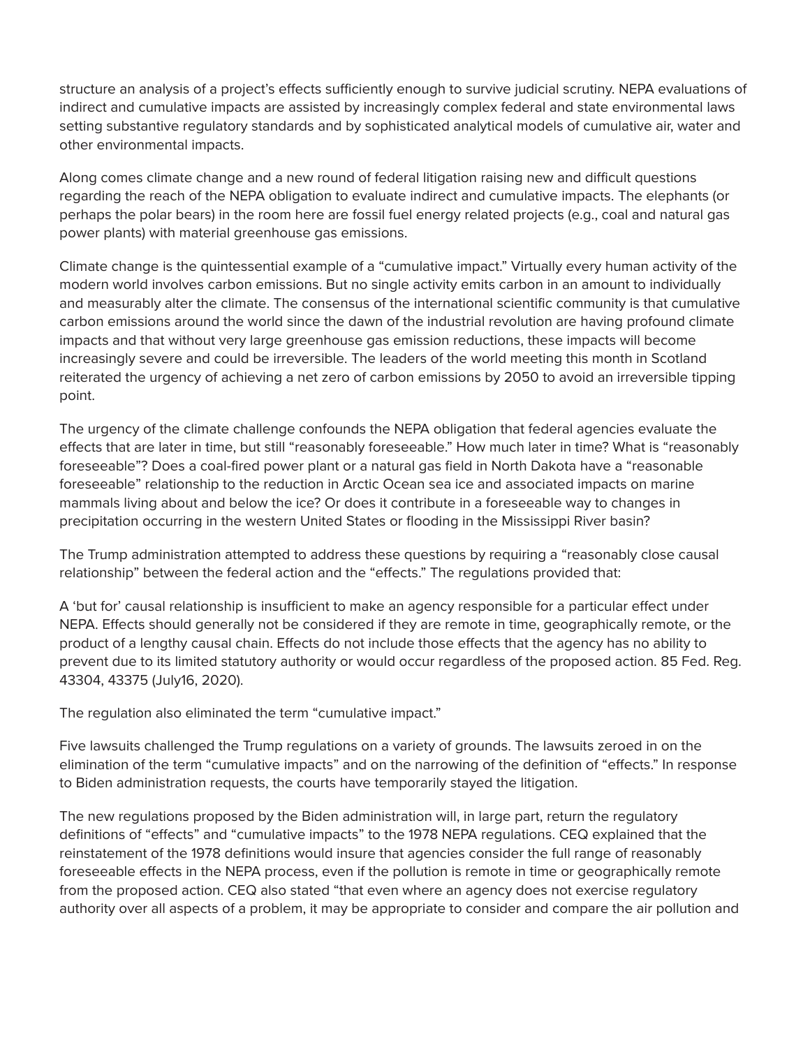structure an analysis of a project's effects sufficiently enough to survive judicial scrutiny. NEPA evaluations of indirect and cumulative impacts are assisted by increasingly complex federal and state environmental laws setting substantive regulatory standards and by sophisticated analytical models of cumulative air, water and other environmental impacts.

Along comes climate change and a new round of federal litigation raising new and difficult questions regarding the reach of the NEPA obligation to evaluate indirect and cumulative impacts. The elephants (or perhaps the polar bears) in the room here are fossil fuel energy related projects (e.g., coal and natural gas power plants) with material greenhouse gas emissions.

Climate change is the quintessential example of a "cumulative impact." Virtually every human activity of the modern world involves carbon emissions. But no single activity emits carbon in an amount to individually and measurably alter the climate. The consensus of the international scientific community is that cumulative carbon emissions around the world since the dawn of the industrial revolution are having profound climate impacts and that without very large greenhouse gas emission reductions, these impacts will become increasingly severe and could be irreversible. The leaders of the world meeting this month in Scotland reiterated the urgency of achieving a net zero of carbon emissions by 2050 to avoid an irreversible tipping point.

The urgency of the climate challenge confounds the NEPA obligation that federal agencies evaluate the effects that are later in time, but still "reasonably foreseeable." How much later in time? What is "reasonably foreseeable"? Does a coal-fired power plant or a natural gas field in North Dakota have a "reasonable foreseeable" relationship to the reduction in Arctic Ocean sea ice and associated impacts on marine mammals living about and below the ice? Or does it contribute in a foreseeable way to changes in precipitation occurring in the western United States or flooding in the Mississippi River basin?

The Trump administration attempted to address these questions by requiring a "reasonably close causal relationship" between the federal action and the "effects." The regulations provided that:

A 'but for' causal relationship is insufficient to make an agency responsible for a particular effect under NEPA. Effects should generally not be considered if they are remote in time, geographically remote, or the product of a lengthy causal chain. Effects do not include those effects that the agency has no ability to prevent due to its limited statutory authority or would occur regardless of the proposed action. 85 Fed. Reg. 43304, 43375 (July16, 2020).

The regulation also eliminated the term "cumulative impact."

Five lawsuits challenged the Trump regulations on a variety of grounds. The lawsuits zeroed in on the elimination of the term "cumulative impacts" and on the narrowing of the definition of "effects." In response to Biden administration requests, the courts have temporarily stayed the litigation.

The new regulations proposed by the Biden administration will, in large part, return the regulatory definitions of "effects" and "cumulative impacts" to the 1978 NEPA regulations. CEQ explained that the reinstatement of the 1978 definitions would insure that agencies consider the full range of reasonably foreseeable effects in the NEPA process, even if the pollution is remote in time or geographically remote from the proposed action. CEQ also stated "that even where an agency does not exercise regulatory authority over all aspects of a problem, it may be appropriate to consider and compare the air pollution and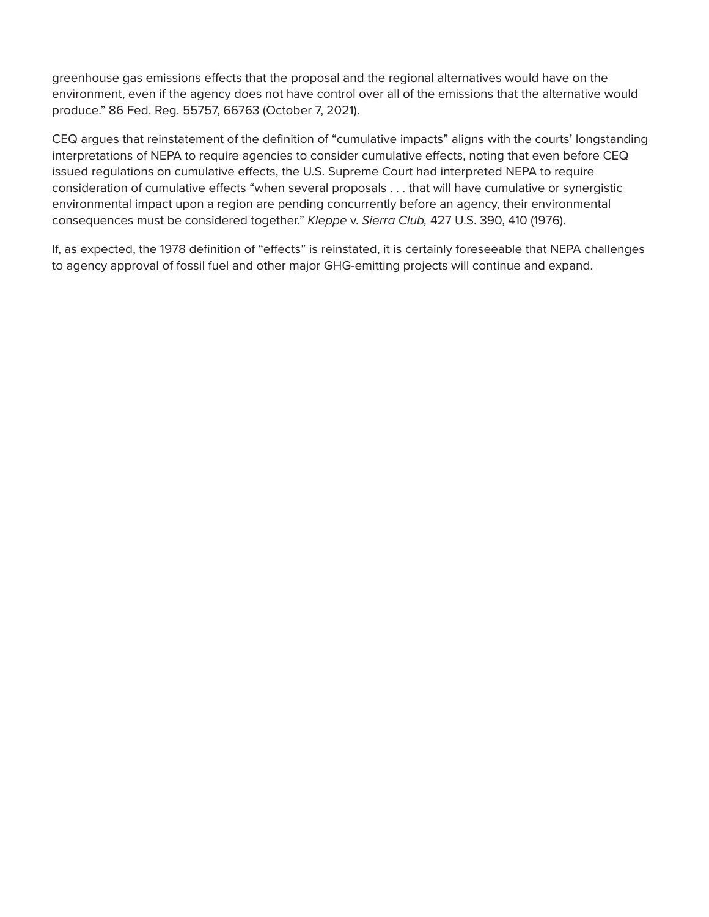greenhouse gas emissions effects that the proposal and the regional alternatives would have on the environment, even if the agency does not have control over all of the emissions that the alternative would produce." 86 Fed. Reg. 55757, 66763 (October 7, 2021).

CEQ argues that reinstatement of the definition of "cumulative impacts" aligns with the courts' longstanding interpretations of NEPA to require agencies to consider cumulative effects, noting that even before CEQ issued regulations on cumulative effects, the U.S. Supreme Court had interpreted NEPA to require consideration of cumulative effects "when several proposals . . . that will have cumulative or synergistic environmental impact upon a region are pending concurrently before an agency, their environmental consequences must be considered together." *Kleppe* v. *Sierra Club,* 427 U.S. 390, 410 (1976).

If, as expected, the 1978 definition of "effects" is reinstated, it is certainly foreseeable that NEPA challenges to agency approval of fossil fuel and other major GHG-emitting projects will continue and expand.